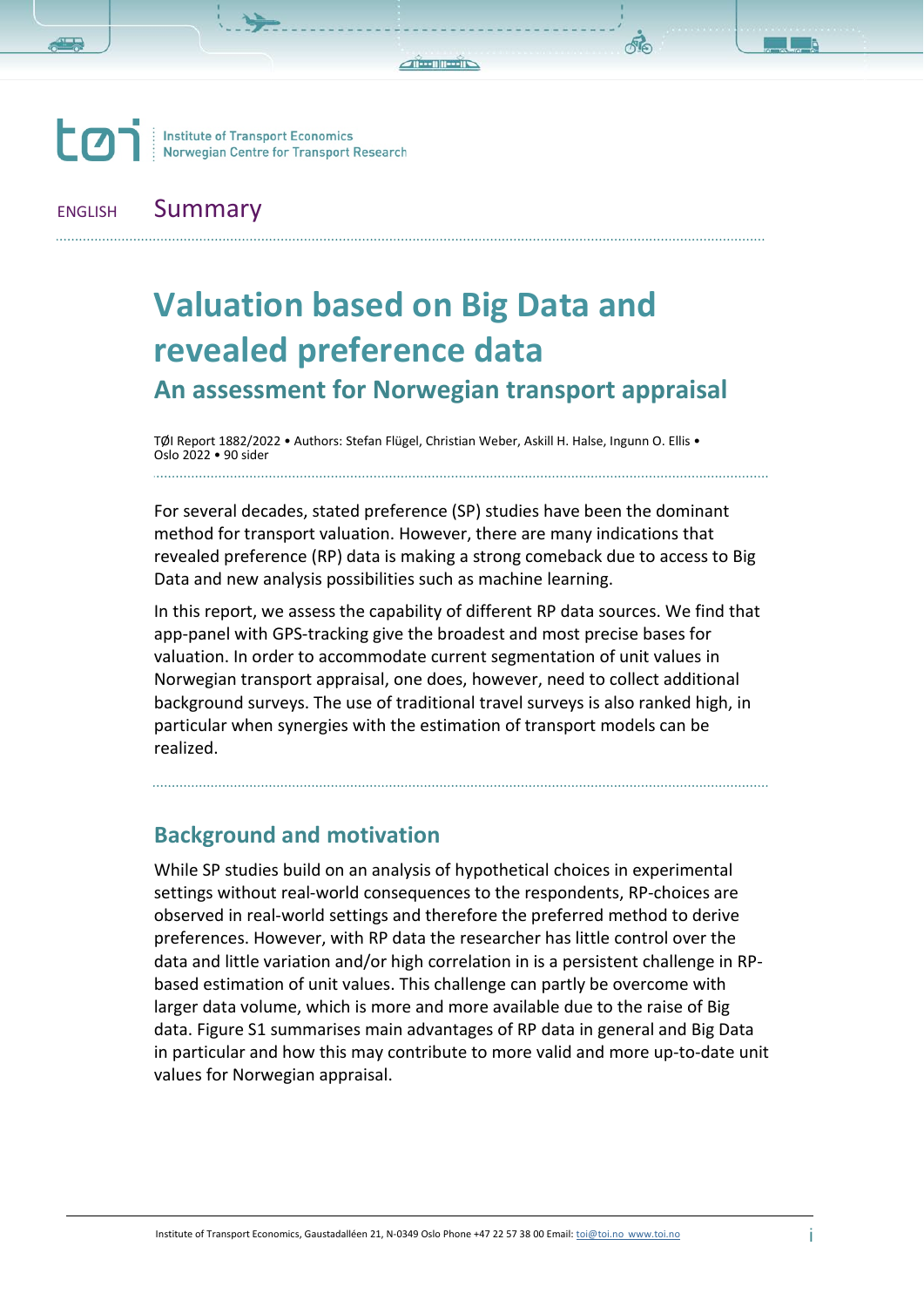Institute of Transport Economics
Norwegian Centre for Transport Research

ENGLISH Summary

# Valuation based on Big Data and revealed preference data

## An assessment for Norwegian transport appraisal

TØI Report 1882/2022 • Authors: Stefan Flügel, Christian Weber, Askill H. Halse, Ingunn O. Ellis • Oslo 2022 • 90 sider

For several decades, stated preference (SP) studies have been the dominant method for transport valuation. However, there are many indications that revealed preference (RP) data is making a strong comeback due to access to Big Data and new analysis possibilities such as machine learning.

In this report, we assess the capability of different RP data sources. We find that app-panel with GPS-tracking give the broadest and most precise bases for valuation. In order to accommodate current segmentation of unit values in Norwegian transport appraisal, one does, however, need to collect additional background surveys. The use of traditional travel surveys is also ranked high, in particular when synergies with the estimation of transport models can be realized.

## Background and motivation

While SP studies build on an analysis of hypothetical choices in experimental settings without real-world consequences to the respondents, RP-choices are observed in real-world settings and therefore the preferred method to derive preferences. However, with RP data the researcher has little control over the data and little variation and/or high correlation in is a persistent challenge in RP-based estimation of unit values. This challenge can partly be overcome with larger data volume, which is more and more available due to the raise of Big data. Figure S1 summarises main advantages of RP data in general and Big Data in particular and how this may contribute to more valid and more up-to-date unit values for Norwegian appraisal.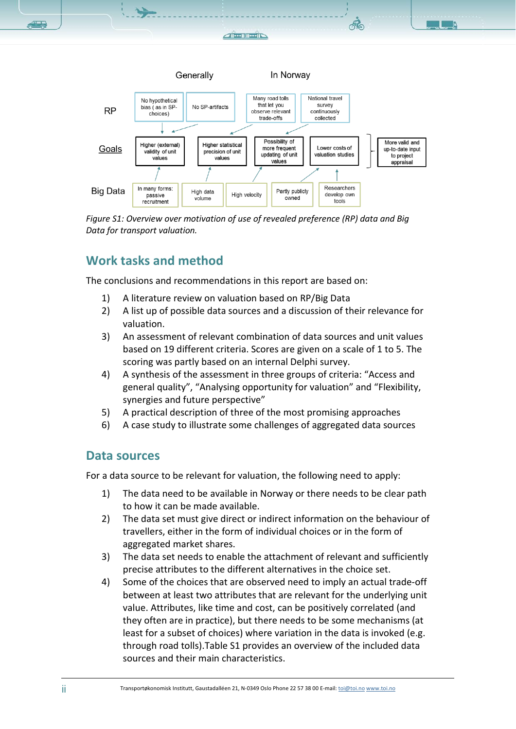| | Generally | | In Norway | | | |
|---|---|---|---|---|---|---|
| RP | No hypothetical bias ( as in SP-choices) | No SP-artifacts | Many road tolls that let you observe relevant trade-offs | National travel survey continuously collected | | |
| Goals | Higher (external) validity of unit values | Higher statistical precision of unit values | Possibility of more frequent updating of unit values | Lower costs of valuation studies | | More valid and up-to-date input to project appraisal |
| Big Data | In many forms: passive recruitment | High data volume | High velocity | Partly publicly owned | Researchers develop own tools | |

*Figure S1: Overview over motivation of use of revealed preference (RP) data and Big Data for transport valuation.*

## Work tasks and method

The conclusions and recommendations in this report are based on:

1) A literature review on valuation based on RP/Big Data
2) A list up of possible data sources and a discussion of their relevance for valuation.
3) An assessment of relevant combination of data sources and unit values based on 19 different criteria. Scores are given on a scale of 1 to 5. The scoring was partly based on an internal Delphi survey.
4) A synthesis of the assessment in three groups of criteria: "Access and general quality", "Analysing opportunity for valuation" and "Flexibility, synergies and future perspective"
5) A practical description of three of the most promising approaches
6) A case study to illustrate some challenges of aggregated data sources

## Data sources

For a data source to be relevant for valuation, the following need to apply:

1) The data need to be available in Norway or there needs to be clear path to how it can be made available.
2) The data set must give direct or indirect information on the behaviour of travellers, either in the form of individual choices or in the form of aggregated market shares.
3) The data set needs to enable the attachment of relevant and sufficiently precise attributes to the different alternatives in the choice set.
4) Some of the choices that are observed need to imply an actual trade-off between at least two attributes that are relevant for the underlying unit value. Attributes, like time and cost, can be positively correlated (and they often are in practice), but there needs to be some mechanisms (at least for a subset of choices) where variation in the data is invoked (e.g. through road tolls).Table S1 provides an overview of the included data sources and their main characteristics.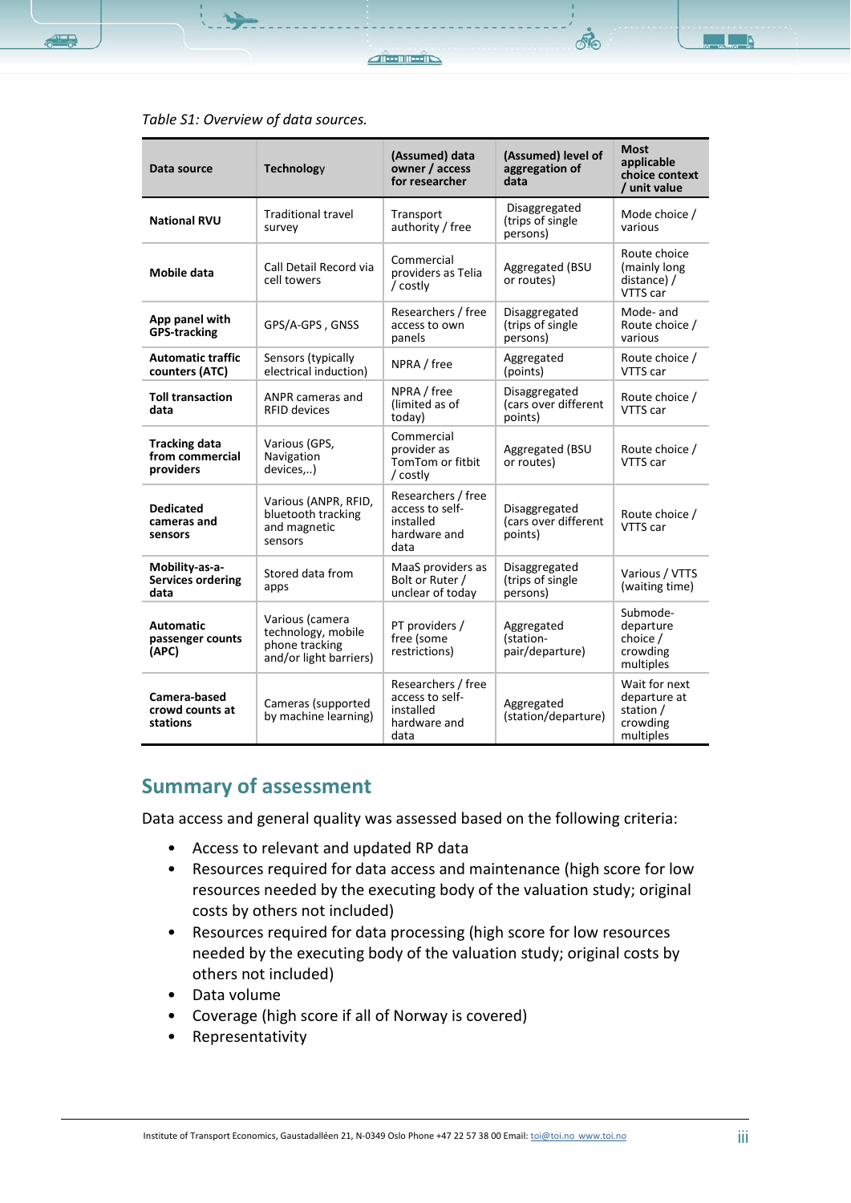*Table S1: Overview of data sources.*

| Data source | Technology | (Assumed) data owner / access for researcher | (Assumed) level of aggregation of data | Most applicable choice context / unit value |
|---|---|---|---|---|
| **National RVU** | Traditional travel survey | Transport authority / free | Disaggregated (trips of single persons) | Mode choice / various |
| **Mobile data** | Call Detail Record via cell towers | Commercial providers as Telia / costly | Aggregated (BSU or routes) | Route choice (mainly long distance) / VTTS car |
| **App panel with GPS-tracking** | GPS/A-GPS , GNSS | Researchers / free access to own panels | Disaggregated (trips of single persons) | Mode- and Route choice / various |
| **Automatic traffic counters (ATC)** | Sensors (typically electrical induction) | NPRA / free | Aggregated (points) | Route choice / VTTS car |
| **Toll transaction data** | ANPR cameras and RFID devices | NPRA / free (limited as of today) | Disaggregated (cars over different points) | Route choice / VTTS car |
| **Tracking data from commercial providers** | Various (GPS, Navigation devices,..) | Commercial provider as TomTom or fitbit / costly | Aggregated (BSU or routes) | Route choice / VTTS car |
| **Dedicated cameras and sensors** | Various (ANPR, RFID, bluetooth tracking and magnetic sensors | Researchers / free access to self-installed hardware and data | Disaggregated (cars over different points) | Route choice / VTTS car |
| **Mobility-as-a-Services ordering data** | Stored data from apps | MaaS providers as Bolt or Ruter / unclear of today | Disaggregated (trips of single persons) | Various / VTTS (waiting time) |
| **Automatic passenger counts (APC)** | Various (camera technology, mobile phone tracking and/or light barriers) | PT providers / free (some restrictions) | Aggregated (station-pair/departure) | Submode-departure choice / crowding multiples |
| **Camera-based crowd counts at stations** | Cameras (supported by machine learning) | Researchers / free access to self-installed hardware and data | Aggregated (station/departure) | Wait for next departure at station / crowding multiples |

## Summary of assessment

Data access and general quality was assessed based on the following criteria:

- Access to relevant and updated RP data
- Resources required for data access and maintenance (high score for low resources needed by the executing body of the valuation study; original costs by others not included)
- Resources required for data processing (high score for low resources needed by the executing body of the valuation study; original costs by others not included)
- Data volume
- Coverage (high score if all of Norway is covered)
- Representativity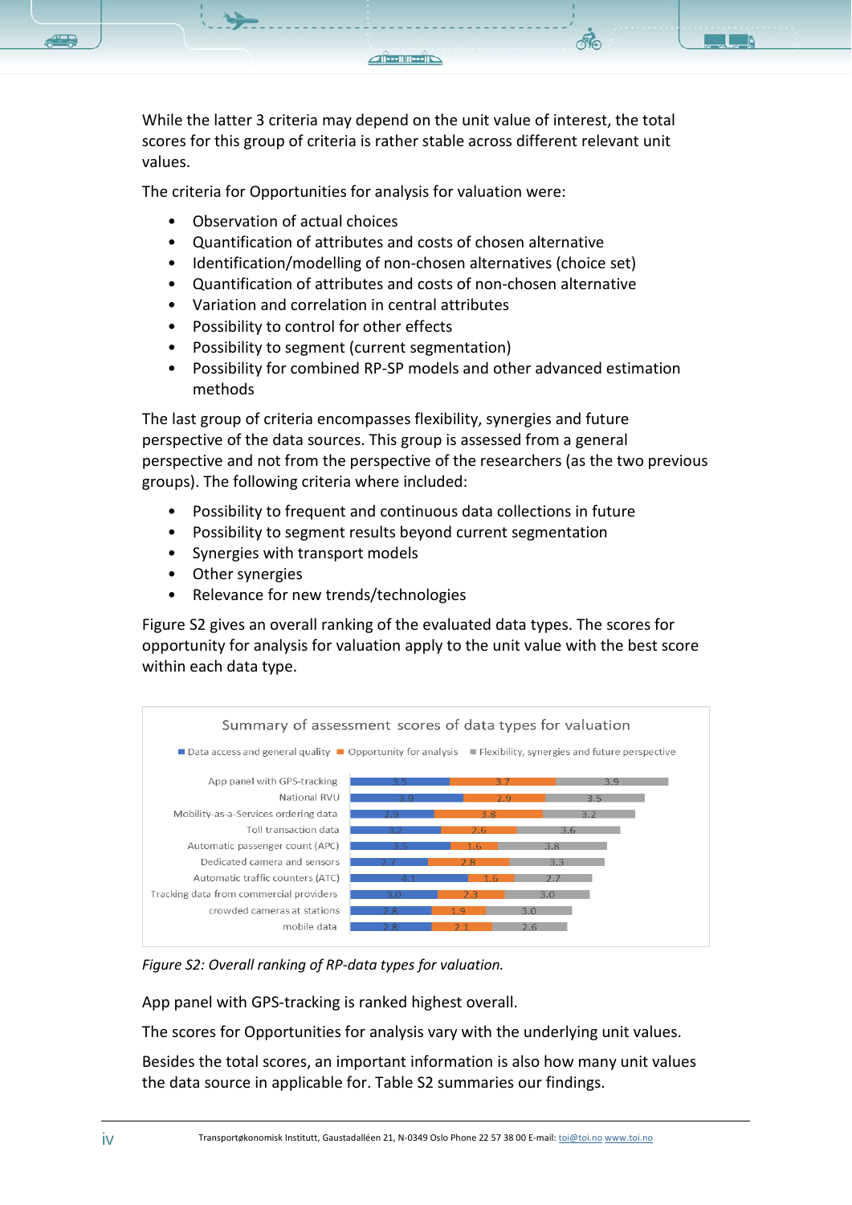While the latter 3 criteria may depend on the unit value of interest, the total scores for this group of criteria is rather stable across different relevant unit values.

The criteria for Opportunities for analysis for valuation were:

- Observation of actual choices
- Quantification of attributes and costs of chosen alternative
- Identification/modelling of non-chosen alternatives (choice set)
- Quantification of attributes and costs of non-chosen alternative
- Variation and correlation in central attributes
- Possibility to control for other effects
- Possibility to segment (current segmentation)
- Possibility for combined RP-SP models and other advanced estimation methods

The last group of criteria encompasses flexibility, synergies and future perspective of the data sources. This group is assessed from a general perspective and not from the perspective of the researchers (as the two previous groups). The following criteria where included:

- Possibility to frequent and continuous data collections in future
- Possibility to segment results beyond current segmentation
- Synergies with transport models
- Other synergies
- Relevance for new trends/technologies

Figure S2 gives an overall ranking of the evaluated data types. The scores for opportunity for analysis for valuation apply to the unit value with the best score within each data type.

**Summary of assessment scores of data types for valuation**

| | Data access and general quality | Opportunity for analysis | Flexibility, synergies and future perspective |
|---|---|---|---|
| App panel with GPS-tracking | 3.5 | 3.7 | 3.9 |
| National RVU | 3.9 | 2.9 | 3.5 |
| Mobility-as-a-Services ordering data | 2.9 | 3.8 | 3.2 |
| Toll transaction data | 3.2 | 2.6 | 3.6 |
| Automatic passenger count (APC) | 3.5 | 1.6 | 3.8 |
| Dedicated camera and sensors | 2.7 | 2.8 | 3.3 |
| Automatic traffic counters (ATC) | 4.1 | 1.6 | 2.7 |
| Tracking data from commercial providers | 3.0 | 2.3 | 3.0 |
| crowded cameras at stations | 2.8 | 1.9 | 3.0 |
| mobile data | 2.8 | 2.1 | 2.6 |

*Figure S2: Overall ranking of RP-data types for valuation.*

App panel with GPS-tracking is ranked highest overall.

The scores for Opportunities for analysis vary with the underlying unit values.

Besides the total scores, an important information is also how many unit values the data source in applicable for. Table S2 summaries our findings.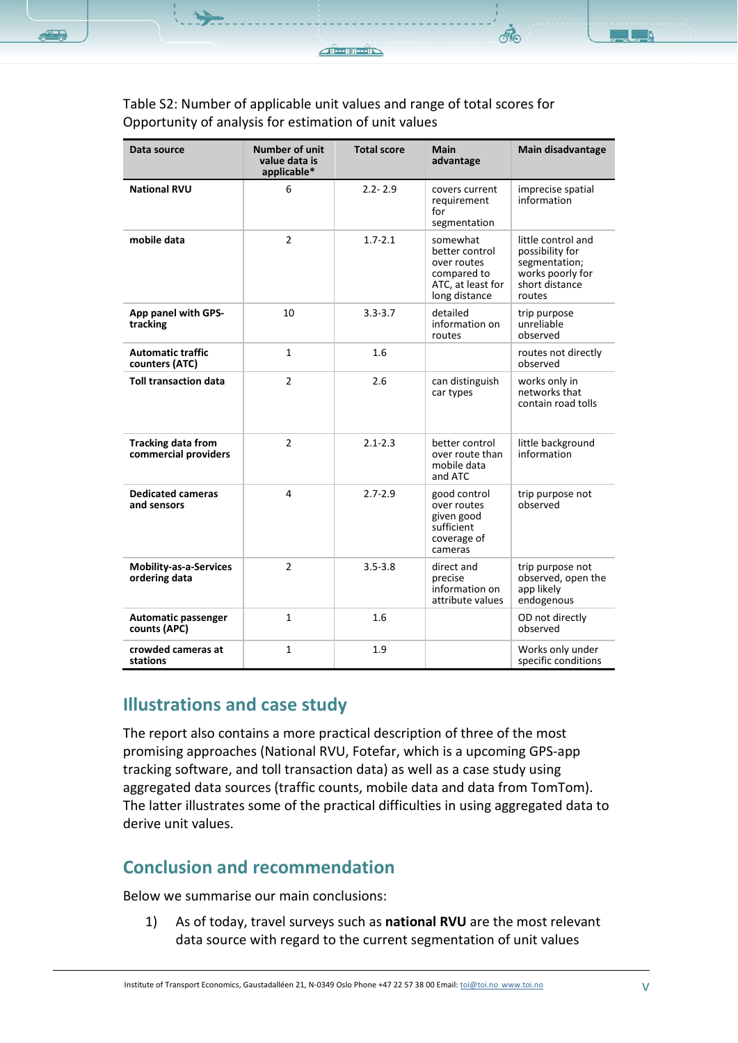Table S2: Number of applicable unit values and range of total scores for Opportunity of analysis for estimation of unit values

| Data source | Number of unit value data is applicable* | Total score | Main advantage | Main disadvantage |
|---|---|---|---|---|
| **National RVU** | 6 | 2.2- 2.9 | covers current requirement for segmentation | imprecise spatial information |
| **mobile data** | 2 | 1.7-2.1 | somewhat better control over routes compared to ATC, at least for long distance | little control and possibility for segmentation; works poorly for short distance routes |
| **App panel with GPS-tracking** | 10 | 3.3-3.7 | detailed information on routes | trip purpose unreliable observed |
| **Automatic traffic counters (ATC)** | 1 | 1.6 | | routes not directly observed |
| **Toll transaction data** | 2 | 2.6 | can distinguish car types | works only in networks that contain road tolls |
| **Tracking data from commercial providers** | 2 | 2.1-2.3 | better control over route than mobile data and ATC | little background information |
| **Dedicated cameras and sensors** | 4 | 2.7-2.9 | good control over routes given good sufficient coverage of cameras | trip purpose not observed |
| **Mobility-as-a-Services ordering data** | 2 | 3.5-3.8 | direct and precise information on attribute values | trip purpose not observed, open the app likely endogenous |
| **Automatic passenger counts (APC)** | 1 | 1.6 | | OD not directly observed |
| **crowded cameras at stations** | 1 | 1.9 | | Works only under specific conditions |

## Illustrations and case study

The report also contains a more practical description of three of the most promising approaches (National RVU, Fotefar, which is a upcoming GPS-app tracking software, and toll transaction data) as well as a case study using aggregated data sources (traffic counts, mobile data and data from TomTom). The latter illustrates some of the practical difficulties in using aggregated data to derive unit values.

## Conclusion and recommendation

Below we summarise our main conclusions:

1) As of today, travel surveys such as **national RVU** are the most relevant data source with regard to the current segmentation of unit values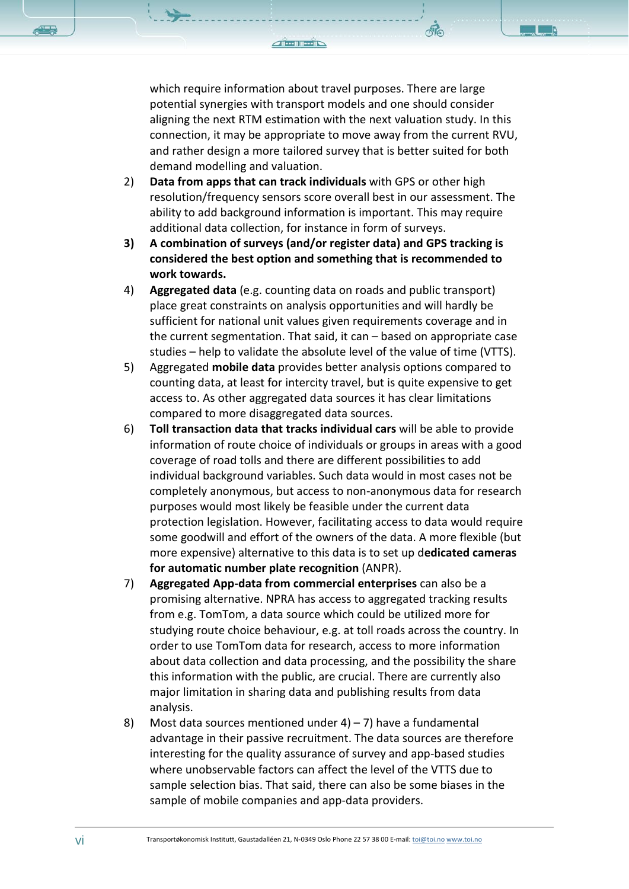which require information about travel purposes. There are large potential synergies with transport models and one should consider aligning the next RTM estimation with the next valuation study. In this connection, it may be appropriate to move away from the current RVU, and rather design a more tailored survey that is better suited for both demand modelling and valuation.

2) **Data from apps that can track individuals** with GPS or other high resolution/frequency sensors score overall best in our assessment. The ability to add background information is important. This may require additional data collection, for instance in form of surveys.
3) **A combination of surveys (and/or register data) and GPS tracking is considered the best option and something that is recommended to work towards.**
4) **Aggregated data** (e.g. counting data on roads and public transport) place great constraints on analysis opportunities and will hardly be sufficient for national unit values given requirements coverage and in the current segmentation. That said, it can – based on appropriate case studies – help to validate the absolute level of the value of time (VTTS).
5) Aggregated **mobile data** provides better analysis options compared to counting data, at least for intercity travel, but is quite expensive to get access to. As other aggregated data sources it has clear limitations compared to more disaggregated data sources.
6) **Toll transaction data that tracks individual cars** will be able to provide information of route choice of individuals or groups in areas with a good coverage of road tolls and there are different possibilities to add individual background variables. Such data would in most cases not be completely anonymous, but access to non-anonymous data for research purposes would most likely be feasible under the current data protection legislation. However, facilitating access to data would require some goodwill and effort of the owners of the data. A more flexible (but more expensive) alternative to this data is to set up d**edicated cameras for automatic number plate recognition** (ANPR).
7) **Aggregated App-data from commercial enterprises** can also be a promising alternative. NPRA has access to aggregated tracking results from e.g. TomTom, a data source which could be utilized more for studying route choice behaviour, e.g. at toll roads across the country. In order to use TomTom data for research, access to more information about data collection and data processing, and the possibility the share this information with the public, are crucial. There are currently also major limitation in sharing data and publishing results from data analysis.
8) Most data sources mentioned under 4) – 7) have a fundamental advantage in their passive recruitment. The data sources are therefore interesting for the quality assurance of survey and app-based studies where unobservable factors can affect the level of the VTTS due to sample selection bias. That said, there can also be some biases in the sample of mobile companies and app-data providers.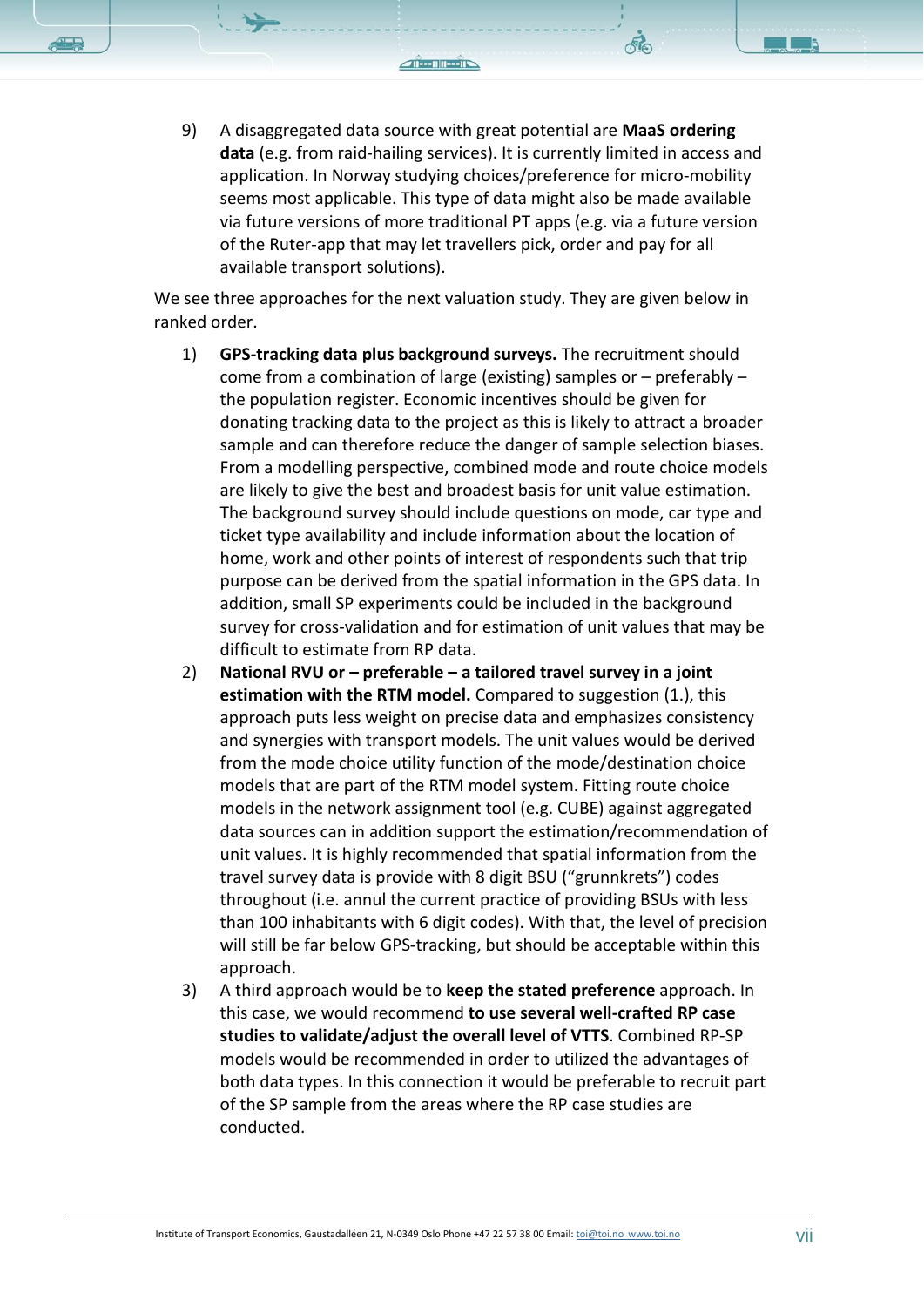9) A disaggregated data source with great potential are **MaaS ordering data** (e.g. from raid-hailing services). It is currently limited in access and application. In Norway studying choices/preference for micro-mobility seems most applicable. This type of data might also be made available via future versions of more traditional PT apps (e.g. via a future version of the Ruter-app that may let travellers pick, order and pay for all available transport solutions).

We see three approaches for the next valuation study. They are given below in ranked order.

1) **GPS-tracking data plus background surveys.** The recruitment should come from a combination of large (existing) samples or – preferably – the population register. Economic incentives should be given for donating tracking data to the project as this is likely to attract a broader sample and can therefore reduce the danger of sample selection biases. From a modelling perspective, combined mode and route choice models are likely to give the best and broadest basis for unit value estimation. The background survey should include questions on mode, car type and ticket type availability and include information about the location of home, work and other points of interest of respondents such that trip purpose can be derived from the spatial information in the GPS data. In addition, small SP experiments could be included in the background survey for cross-validation and for estimation of unit values that may be difficult to estimate from RP data.
2) **National RVU or – preferable – a tailored travel survey in a joint estimation with the RTM model.** Compared to suggestion (1.), this approach puts less weight on precise data and emphasizes consistency and synergies with transport models. The unit values would be derived from the mode choice utility function of the mode/destination choice models that are part of the RTM model system. Fitting route choice models in the network assignment tool (e.g. CUBE) against aggregated data sources can in addition support the estimation/recommendation of unit values. It is highly recommended that spatial information from the travel survey data is provide with 8 digit BSU ("grunnkrets") codes throughout (i.e. annul the current practice of providing BSUs with less than 100 inhabitants with 6 digit codes). With that, the level of precision will still be far below GPS-tracking, but should be acceptable within this approach.
3) A third approach would be to **keep the stated preference** approach. In this case, we would recommend **to use several well-crafted RP case studies to validate/adjust the overall level of VTTS**. Combined RP-SP models would be recommended in order to utilized the advantages of both data types. In this connection it would be preferable to recruit part of the SP sample from the areas where the RP case studies are conducted.